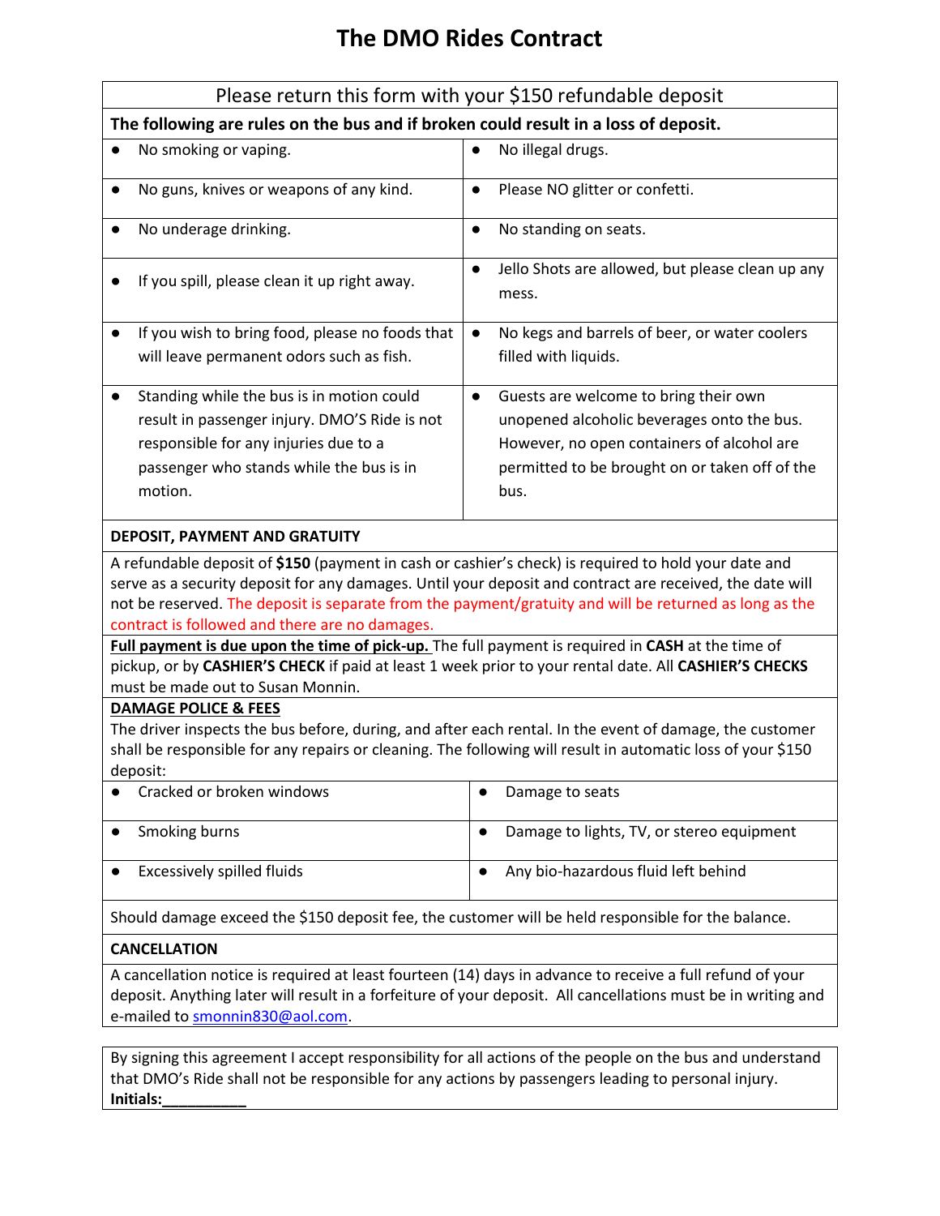# The DMO Rides Contract

Please return this form with your $150 refundable deposit

**The following are rules on the bus and if broken could result in a loss of deposit.**

- No smoking or vaping.
- No illegal drugs.
- No guns, knives or weapons of any kind.
- Please NO glitter or confetti.
- No underage drinking.
- No standing on seats.
- If you spill, please clean it up right away.
- Jello Shots are allowed, but please clean up any mess.
- If you wish to bring food, please no foods that will leave permanent odors such as fish.
- No kegs and barrels of beer, or water coolers filled with liquids.
- Standing while the bus is in motion could result in passenger injury. DMO'S Ride is not responsible for any injuries due to a passenger who stands while the bus is in motion.
- Guests are welcome to bring their own unopened alcoholic beverages onto the bus. However, no open containers of alcohol are permitted to be brought on or taken off of the bus.

**DEPOSIT, PAYMENT AND GRATUITY**

A refundable deposit of **$150** (payment in cash or cashier's check) is required to hold your date and serve as a security deposit for any damages. Until your deposit and contract are received, the date will not be reserved. The deposit is separate from the payment/gratuity and will be returned as long as the contract is followed and there are no damages.

**Full payment is due upon the time of pick-up.** The full payment is required in **CASH** at the time of pickup, or by **CASHIER'S CHECK** if paid at least 1 week prior to your rental date. All **CASHIER'S CHECKS** must be made out to Susan Monnin.

**DAMAGE POLICE & FEES**

The driver inspects the bus before, during, and after each rental. In the event of damage, the customer shall be responsible for any repairs or cleaning. The following will result in automatic loss of your $150 deposit:

- Cracked or broken windows
- Damage to seats
- Smoking burns
- Damage to lights, TV, or stereo equipment
- Excessively spilled fluids
- Any bio-hazardous fluid left behind

Should damage exceed the $150 deposit fee, the customer will be held responsible for the balance.

**CANCELLATION**

A cancellation notice is required at least fourteen (14) days in advance to receive a full refund of your deposit. Anything later will result in a forfeiture of your deposit. All cancellations must be in writing and e-mailed to smonnin830@aol.com.

By signing this agreement I accept responsibility for all actions of the people on the bus and understand that DMO's Ride shall not be responsible for any actions by passengers leading to personal injury.

**Initials:__________**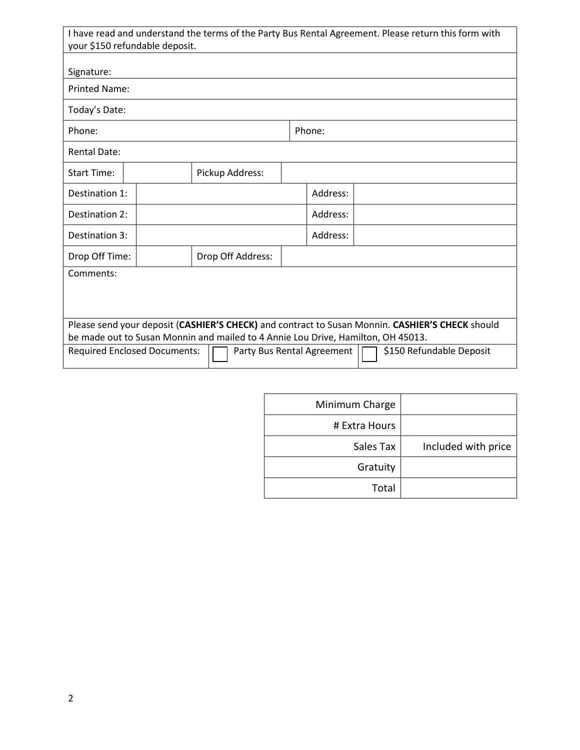I have read and understand the terms of the Party Bus Rental Agreement. Please return this form with your $150 refundable deposit.

| | | | |
|---|---|---|---|
| Signature: | | | |
| Printed Name: | | | |
| Today's Date: | | | |
| Phone: | | Phone: | |
| Rental Date: | | | |
| Start Time: | | Pickup Address: | |
| Destination 1: | | Address: | |
| Destination 2: | | Address: | |
| Destination 3: | | Address: | |
| Drop Off Time: | | Drop Off Address: | |
| Comments: | | | |

Please send your deposit (**CASHIER'S CHECK)** and contract to Susan Monnin. **CASHIER'S CHECK** should be made out to Susan Monnin and mailed to 4 Annie Lou Drive, Hamilton, OH 45013.

Required Enclosed Documents: ☐ Party Bus Rental Agreement ☐ $150 Refundable Deposit

| | |
|---|---|
| Minimum Charge | |
| # Extra Hours | |
| Sales Tax | Included with price |
| Gratuity | |
| Total | |